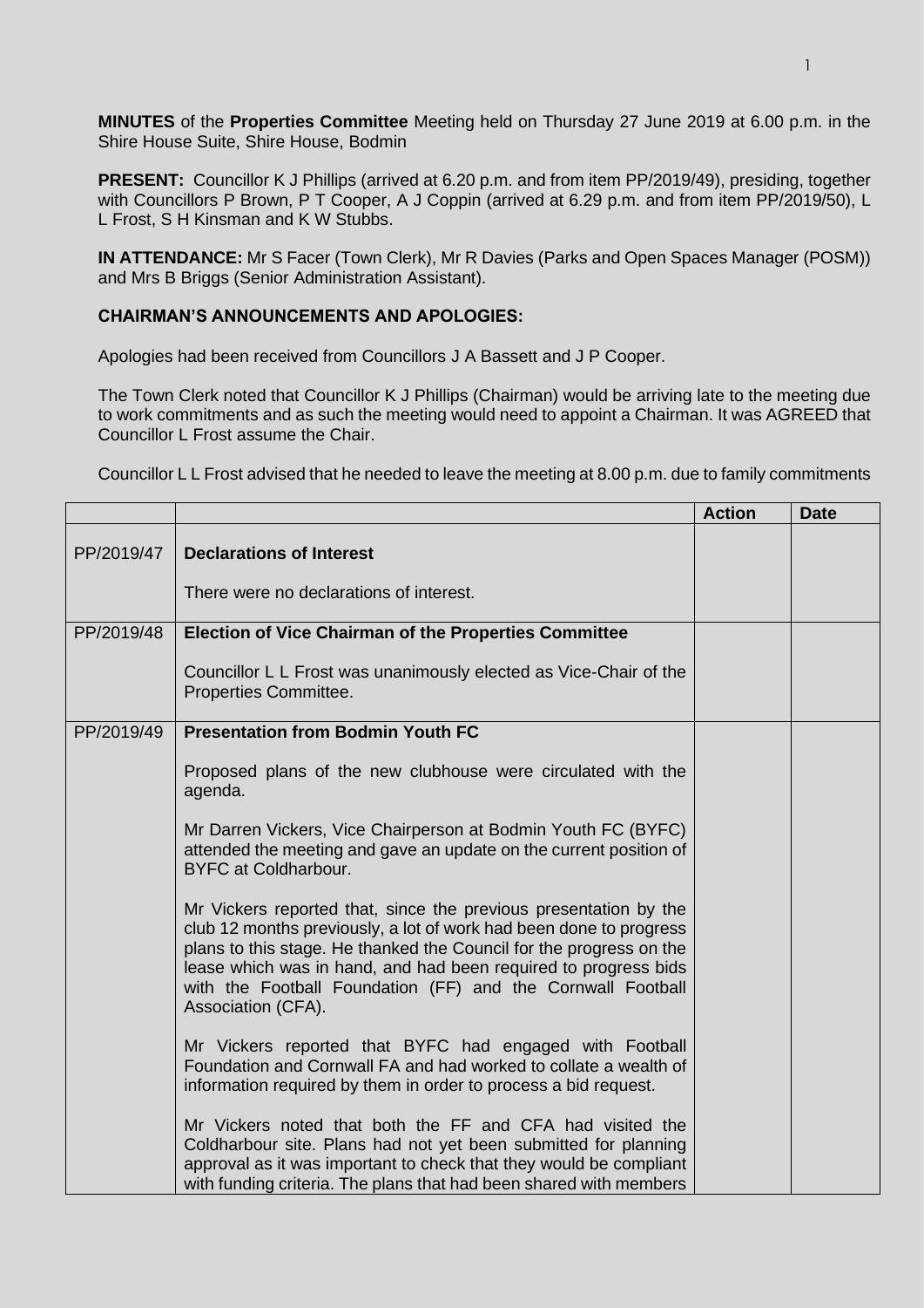**MINUTES** of the **Properties Committee** Meeting held on Thursday 27 June 2019 at 6.00 p.m. in the Shire House Suite, Shire House, Bodmin

**PRESENT:** Councillor K J Phillips (arrived at 6.20 p.m. and from item PP/2019/49), presiding, together with Councillors P Brown, P T Cooper, A J Coppin (arrived at 6.29 p.m. and from item PP/2019/50), L L Frost, S H Kinsman and K W Stubbs.

**IN ATTENDANCE:** Mr S Facer (Town Clerk), Mr R Davies (Parks and Open Spaces Manager (POSM)) and Mrs B Briggs (Senior Administration Assistant).

**CHAIRMAN'S ANNOUNCEMENTS AND APOLOGIES:**

Apologies had been received from Councillors J A Bassett and J P Cooper.

The Town Clerk noted that Councillor K J Phillips (Chairman) would be arriving late to the meeting due to work commitments and as such the meeting would need to appoint a Chairman. It was AGREED that Councillor L Frost assume the Chair.

Councillor L L Frost advised that he needed to leave the meeting at 8.00 p.m. due to family commitments

| | | Action | Date |
|---|---|---|---|
| PP/2019/47 | **Declarations of Interest**<br><br>There were no declarations of interest. | | |
| PP/2019/48 | **Election of Vice Chairman of the Properties Committee**<br><br>Councillor L L Frost was unanimously elected as Vice-Chair of the Properties Committee. | | |
| PP/2019/49 | **Presentation from Bodmin Youth FC**<br><br>Proposed plans of the new clubhouse were circulated with the agenda.<br><br>Mr Darren Vickers, Vice Chairperson at Bodmin Youth FC (BYFC) attended the meeting and gave an update on the current position of BYFC at Coldharbour.<br><br>Mr Vickers reported that, since the previous presentation by the club 12 months previously, a lot of work had been done to progress plans to this stage. He thanked the Council for the progress on the lease which was in hand, and had been required to progress bids with the Football Foundation (FF) and the Cornwall Football Association (CFA).<br><br>Mr Vickers reported that BYFC had engaged with Football Foundation and Cornwall FA and had worked to collate a wealth of information required by them in order to process a bid request.<br><br>Mr Vickers noted that both the FF and CFA had visited the Coldharbour site. Plans had not yet been submitted for planning approval as it was important to check that they would be compliant with funding criteria. The plans that had been shared with members | | |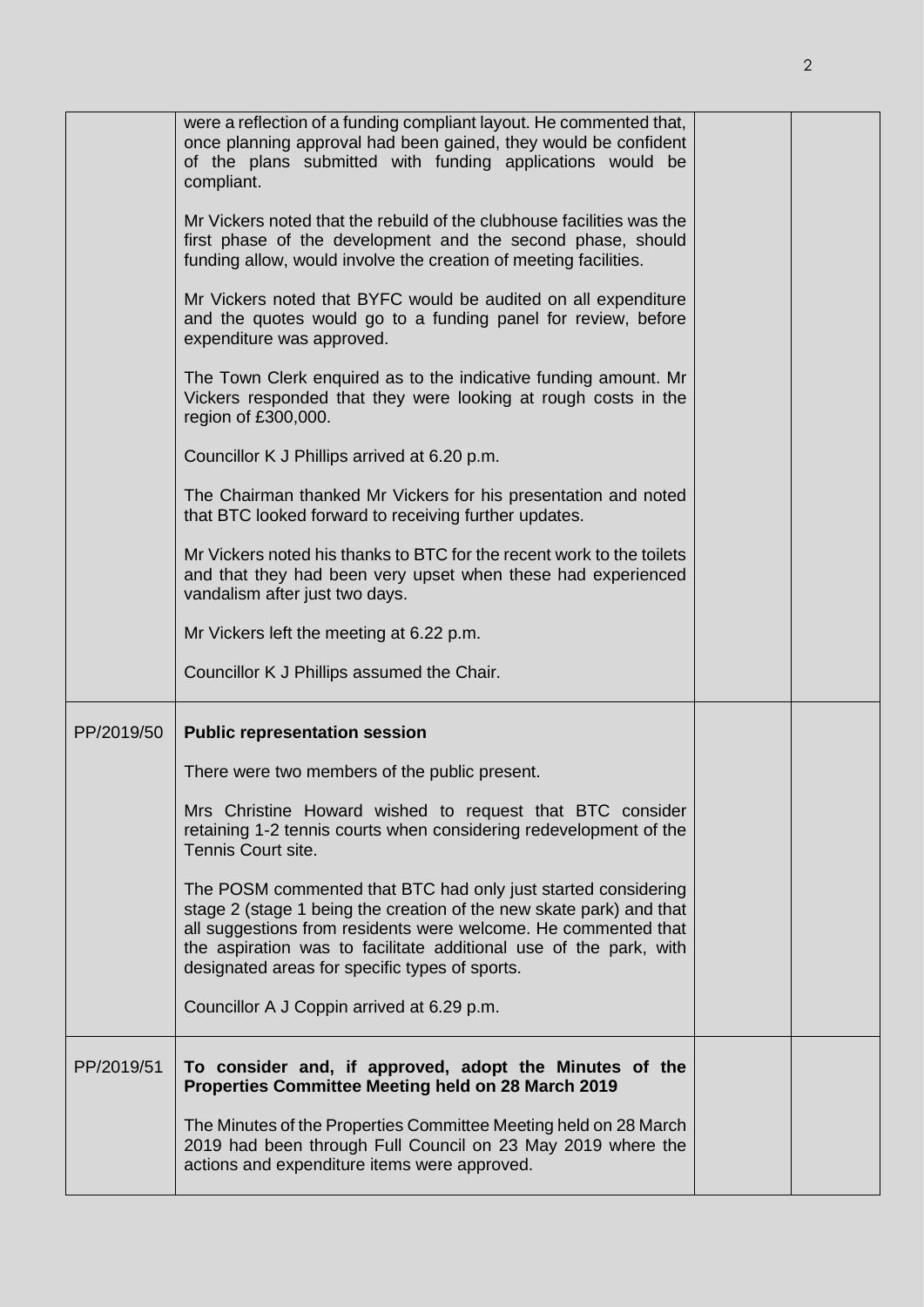| | | | |
|---|---|---|---|
| | were a reflection of a funding compliant layout. He commented that, once planning approval had been gained, they would be confident of the plans submitted with funding applications would be compliant.<br><br>Mr Vickers noted that the rebuild of the clubhouse facilities was the first phase of the development and the second phase, should funding allow, would involve the creation of meeting facilities.<br><br>Mr Vickers noted that BYFC would be audited on all expenditure and the quotes would go to a funding panel for review, before expenditure was approved.<br><br>The Town Clerk enquired as to the indicative funding amount. Mr Vickers responded that they were looking at rough costs in the region of £300,000.<br><br>Councillor K J Phillips arrived at 6.20 p.m.<br><br>The Chairman thanked Mr Vickers for his presentation and noted that BTC looked forward to receiving further updates.<br><br>Mr Vickers noted his thanks to BTC for the recent work to the toilets and that they had been very upset when these had experienced vandalism after just two days.<br><br>Mr Vickers left the meeting at 6.22 p.m.<br><br>Councillor K J Phillips assumed the Chair. | | |
| PP/2019/50 | **Public representation session**<br><br>There were two members of the public present.<br><br>Mrs Christine Howard wished to request that BTC consider retaining 1-2 tennis courts when considering redevelopment of the Tennis Court site.<br><br>The POSM commented that BTC had only just started considering stage 2 (stage 1 being the creation of the new skate park) and that all suggestions from residents were welcome. He commented that the aspiration was to facilitate additional use of the park, with designated areas for specific types of sports.<br><br>Councillor A J Coppin arrived at 6.29 p.m. | | |
| PP/2019/51 | **To consider and, if approved, adopt the Minutes of the Properties Committee Meeting held on 28 March 2019**<br><br>The Minutes of the Properties Committee Meeting held on 28 March 2019 had been through Full Council on 23 May 2019 where the actions and expenditure items were approved. | | |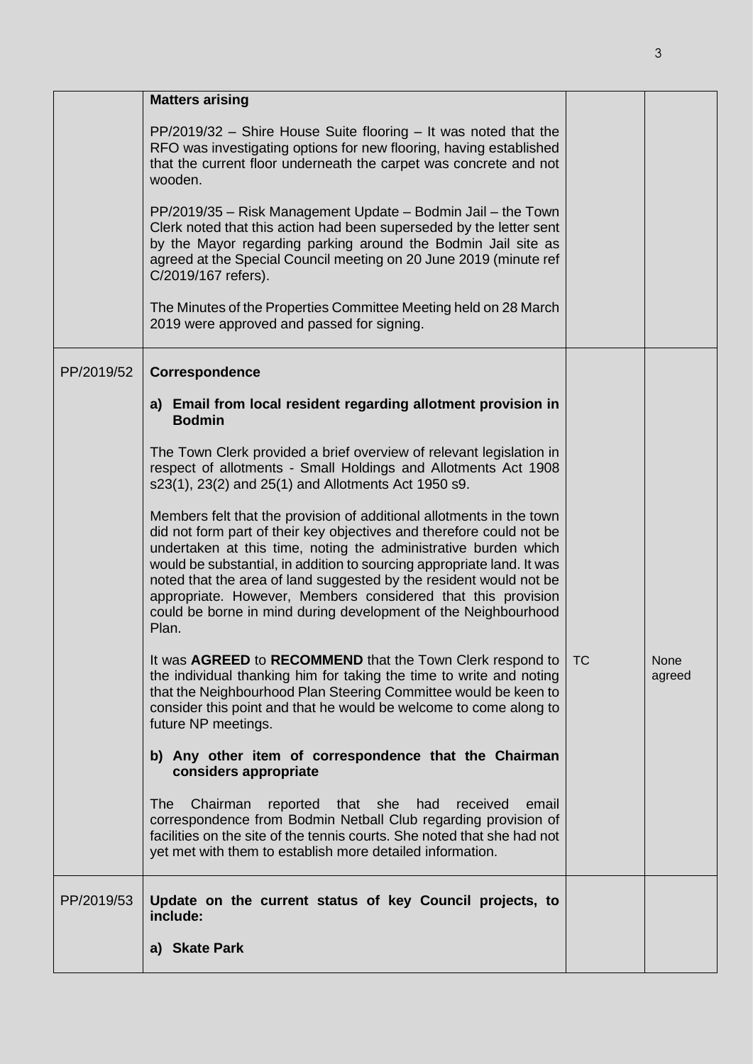| | | | |
|---|---|---|---|
| | **Matters arising**<br><br>PP/2019/32 – Shire House Suite flooring – It was noted that the RFO was investigating options for new flooring, having established that the current floor underneath the carpet was concrete and not wooden.<br><br>PP/2019/35 – Risk Management Update – Bodmin Jail – the Town Clerk noted that this action had been superseded by the letter sent by the Mayor regarding parking around the Bodmin Jail site as agreed at the Special Council meeting on 20 June 2019 (minute ref C/2019/167 refers).<br><br>The Minutes of the Properties Committee Meeting held on 28 March 2019 were approved and passed for signing. | | |
| PP/2019/52 | **Correspondence**<br><br>**a) Email from local resident regarding allotment provision in Bodmin**<br><br>The Town Clerk provided a brief overview of relevant legislation in respect of allotments - Small Holdings and Allotments Act 1908 s23(1), 23(2) and 25(1) and Allotments Act 1950 s9.<br><br>Members felt that the provision of additional allotments in the town did not form part of their key objectives and therefore could not be undertaken at this time, noting the administrative burden which would be substantial, in addition to sourcing appropriate land. It was noted that the area of land suggested by the resident would not be appropriate. However, Members considered that this provision could be borne in mind during development of the Neighbourhood Plan.<br><br>It was **AGREED** to **RECOMMEND** that the Town Clerk respond to the individual thanking him for taking the time to write and noting that the Neighbourhood Plan Steering Committee would be keen to consider this point and that he would be welcome to come along to future NP meetings.<br><br>**b) Any other item of correspondence that the Chairman considers appropriate**<br><br>The Chairman reported that she had received email correspondence from Bodmin Netball Club regarding provision of facilities on the site of the tennis courts. She noted that she had not yet met with them to establish more detailed information. | TC | None agreed |
| PP/2019/53 | **Update on the current status of key Council projects, to include:**<br><br>**a) Skate Park** | | |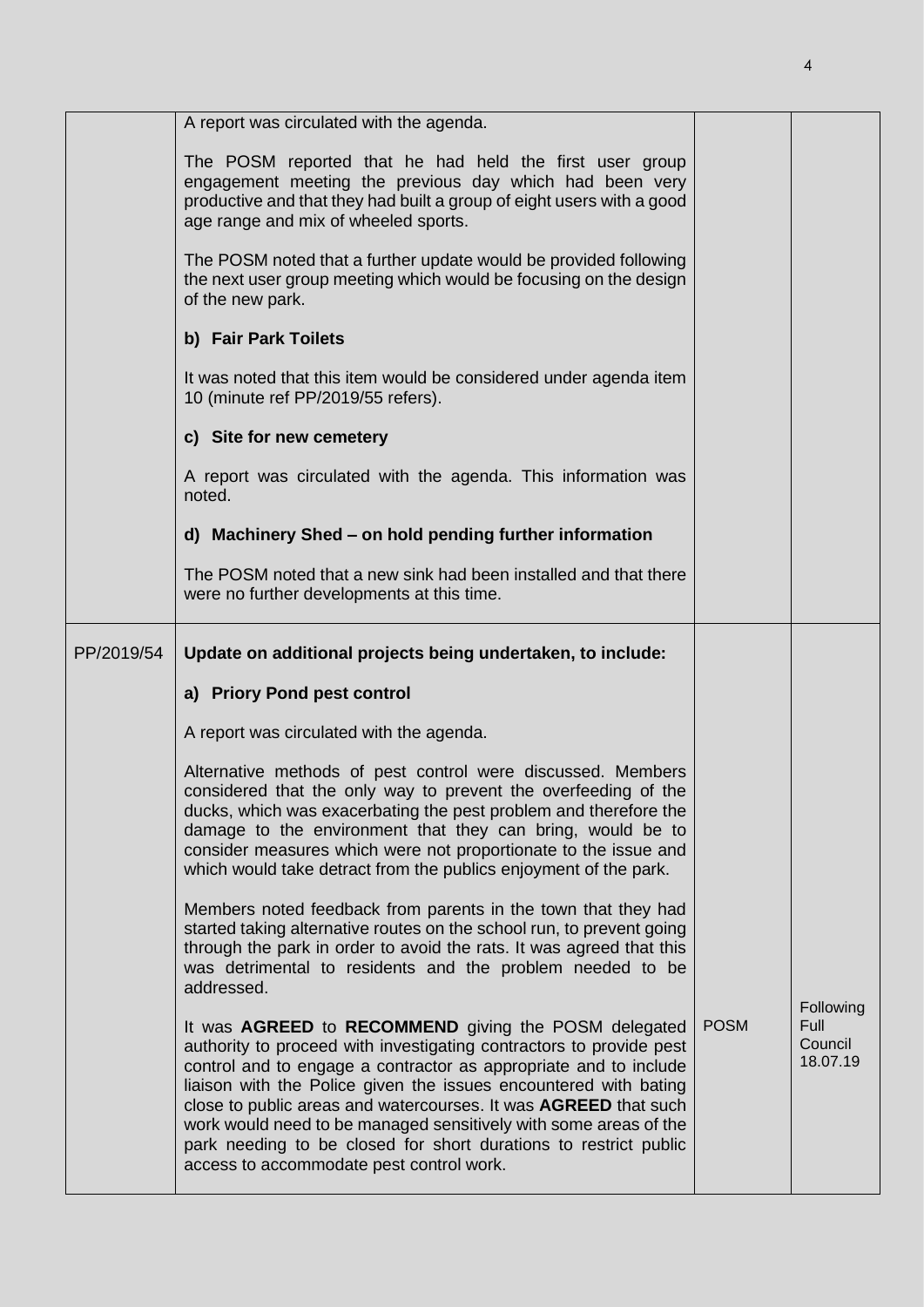| | | | |
|---|---|---|---|
| | A report was circulated with the agenda.<br><br>The POSM reported that he had held the first user group engagement meeting the previous day which had been very productive and that they had built a group of eight users with a good age range and mix of wheeled sports.<br><br>The POSM noted that a further update would be provided following the next user group meeting which would be focusing on the design of the new park.<br><br>**b) Fair Park Toilets**<br><br>It was noted that this item would be considered under agenda item 10 (minute ref PP/2019/55 refers).<br><br>**c) Site for new cemetery**<br><br>A report was circulated with the agenda. This information was noted.<br><br>**d) Machinery Shed – on hold pending further information**<br><br>The POSM noted that a new sink had been installed and that there were no further developments at this time. | | |
| PP/2019/54 | **Update on additional projects being undertaken, to include:**<br><br>**a) Priory Pond pest control**<br><br>A report was circulated with the agenda.<br><br>Alternative methods of pest control were discussed. Members considered that the only way to prevent the overfeeding of the ducks, which was exacerbating the pest problem and therefore the damage to the environment that they can bring, would be to consider measures which were not proportionate to the issue and which would take detract from the publics enjoyment of the park.<br><br>Members noted feedback from parents in the town that they had started taking alternative routes on the school run, to prevent going through the park in order to avoid the rats. It was agreed that this was detrimental to residents and the problem needed to be addressed.<br><br>It was **AGREED** to **RECOMMEND** giving the POSM delegated authority to proceed with investigating contractors to provide pest control and to engage a contractor as appropriate and to include liaison with the Police given the issues encountered with bating close to public areas and watercourses. It was **AGREED** that such work would need to be managed sensitively with some areas of the park needing to be closed for short durations to restrict public access to accommodate pest control work. | POSM | Following Full Council 18.07.19 |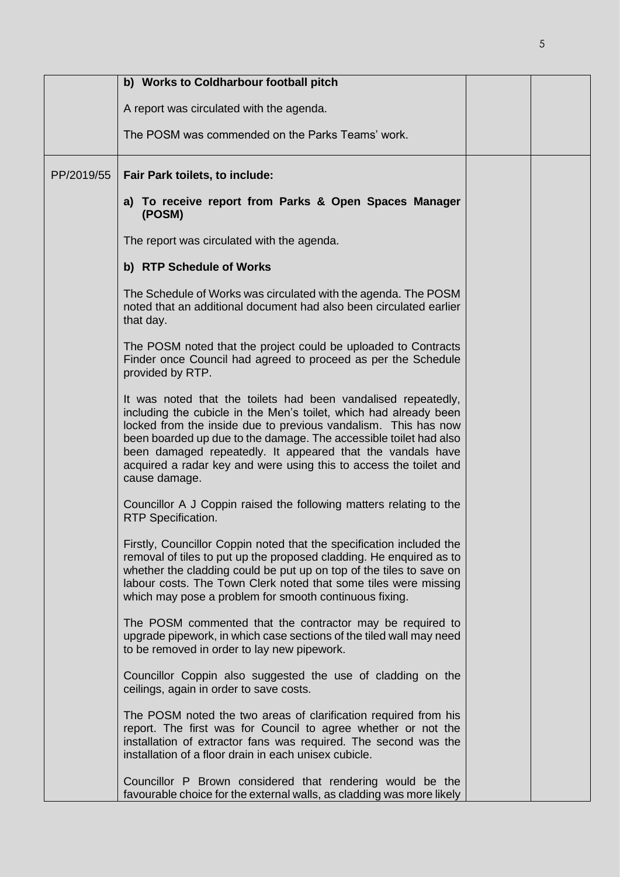| | | | |
|---|---|---|---|
| | **b) Works to Coldharbour football pitch**<br><br>A report was circulated with the agenda.<br><br>The POSM was commended on the Parks Teams' work. | | |
| PP/2019/55 | **Fair Park toilets, to include:**<br><br>**a) To receive report from Parks & Open Spaces Manager (POSM)**<br><br>The report was circulated with the agenda.<br><br>**b) RTP Schedule of Works**<br><br>The Schedule of Works was circulated with the agenda. The POSM noted that an additional document had also been circulated earlier that day.<br><br>The POSM noted that the project could be uploaded to Contracts Finder once Council had agreed to proceed as per the Schedule provided by RTP.<br><br>It was noted that the toilets had been vandalised repeatedly, including the cubicle in the Men's toilet, which had already been locked from the inside due to previous vandalism. This has now been boarded up due to the damage. The accessible toilet had also been damaged repeatedly. It appeared that the vandals have acquired a radar key and were using this to access the toilet and cause damage.<br><br>Councillor A J Coppin raised the following matters relating to the RTP Specification.<br><br>Firstly, Councillor Coppin noted that the specification included the removal of tiles to put up the proposed cladding. He enquired as to whether the cladding could be put up on top of the tiles to save on labour costs. The Town Clerk noted that some tiles were missing which may pose a problem for smooth continuous fixing.<br><br>The POSM commented that the contractor may be required to upgrade pipework, in which case sections of the tiled wall may need to be removed in order to lay new pipework.<br><br>Councillor Coppin also suggested the use of cladding on the ceilings, again in order to save costs.<br><br>The POSM noted the two areas of clarification required from his report. The first was for Council to agree whether or not the installation of extractor fans was required. The second was the installation of a floor drain in each unisex cubicle.<br><br>Councillor P Brown considered that rendering would be the favourable choice for the external walls, as cladding was more likely | | |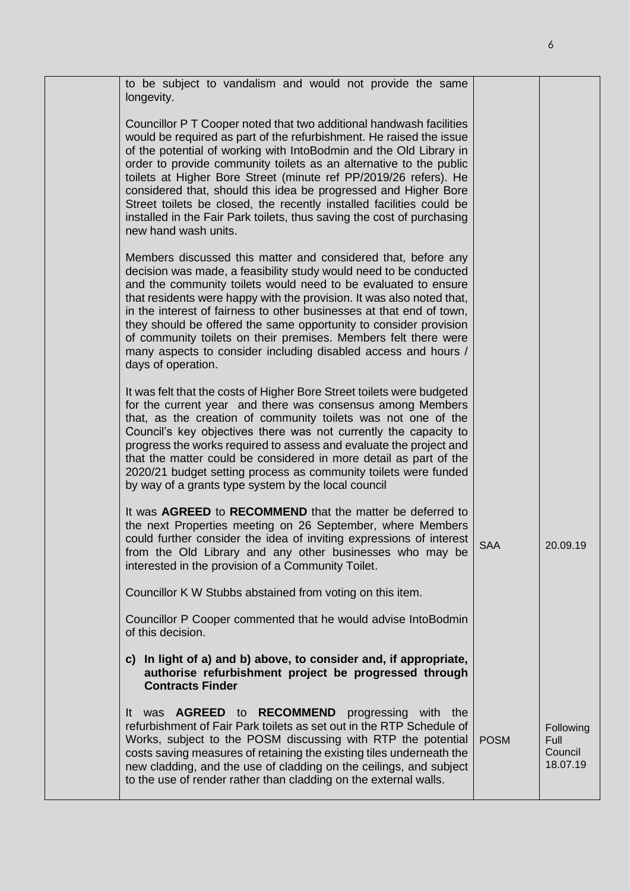| | | | |
|---|---|---|---|
| | to be subject to vandalism and would not provide the same longevity.<br><br>Councillor P T Cooper noted that two additional handwash facilities would be required as part of the refurbishment. He raised the issue of the potential of working with IntoBodmin and the Old Library in order to provide community toilets as an alternative to the public toilets at Higher Bore Street (minute ref PP/2019/26 refers). He considered that, should this idea be progressed and Higher Bore Street toilets be closed, the recently installed facilities could be installed in the Fair Park toilets, thus saving the cost of purchasing new hand wash units.<br><br>Members discussed this matter and considered that, before any decision was made, a feasibility study would need to be conducted and the community toilets would need to be evaluated to ensure that residents were happy with the provision. It was also noted that, in the interest of fairness to other businesses at that end of town, they should be offered the same opportunity to consider provision of community toilets on their premises. Members felt there were many aspects to consider including disabled access and hours / days of operation.<br><br>It was felt that the costs of Higher Bore Street toilets were budgeted for the current year and there was consensus among Members that, as the creation of community toilets was not one of the Council's key objectives there was not currently the capacity to progress the works required to assess and evaluate the project and that the matter could be considered in more detail as part of the 2020/21 budget setting process as community toilets were funded by way of a grants type system by the local council | | |
| | It was **AGREED** to **RECOMMEND** that the matter be deferred to the next Properties meeting on 26 September, where Members could further consider the idea of inviting expressions of interest from the Old Library and any other businesses who may be interested in the provision of a Community Toilet. | SAA | 20.09.19 |
| | Councillor K W Stubbs abstained from voting on this item.<br><br>Councillor P Cooper commented that he would advise IntoBodmin of this decision.<br><br>**c) In light of a) and b) above, to consider and, if appropriate, authorise refurbishment project be progressed through Contracts Finder** | | |
| | It was **AGREED** to **RECOMMEND** progressing with the refurbishment of Fair Park toilets as set out in the RTP Schedule of Works, subject to the POSM discussing with RTP the potential costs saving measures of retaining the existing tiles underneath the new cladding, and the use of cladding on the ceilings, and subject to the use of render rather than cladding on the external walls. | POSM | Following Full Council 18.07.19 |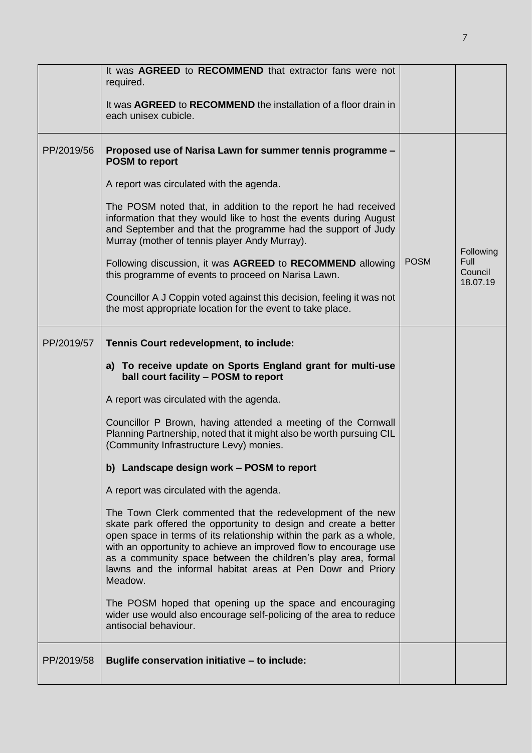| | | | |
|---|---|---|---|
| | It was **AGREED** to **RECOMMEND** that extractor fans were not required.<br><br>It was **AGREED** to **RECOMMEND** the installation of a floor drain in each unisex cubicle. | | |
| PP/2019/56 | **Proposed use of Narisa Lawn for summer tennis programme – POSM to report**<br><br>A report was circulated with the agenda.<br><br>The POSM noted that, in addition to the report he had received information that they would like to host the events during August and September and that the programme had the support of Judy Murray (mother of tennis player Andy Murray).<br><br>Following discussion, it was **AGREED** to **RECOMMEND** allowing this programme of events to proceed on Narisa Lawn.<br><br>Councillor A J Coppin voted against this decision, feeling it was not the most appropriate location for the event to take place. | POSM | Following Full Council 18.07.19 |
| PP/2019/57 | **Tennis Court redevelopment, to include:**<br><br>**a) To receive update on Sports England grant for multi-use ball court facility – POSM to report**<br><br>A report was circulated with the agenda.<br><br>Councillor P Brown, having attended a meeting of the Cornwall Planning Partnership, noted that it might also be worth pursuing CIL (Community Infrastructure Levy) monies.<br><br>**b) Landscape design work – POSM to report**<br><br>A report was circulated with the agenda.<br><br>The Town Clerk commented that the redevelopment of the new skate park offered the opportunity to design and create a better open space in terms of its relationship within the park as a whole, with an opportunity to achieve an improved flow to encourage use as a community space between the children's play area, formal lawns and the informal habitat areas at Pen Dowr and Priory Meadow.<br><br>The POSM hoped that opening up the space and encouraging wider use would also encourage self-policing of the area to reduce antisocial behaviour. | | |
| PP/2019/58 | **Buglife conservation initiative – to include:** | | |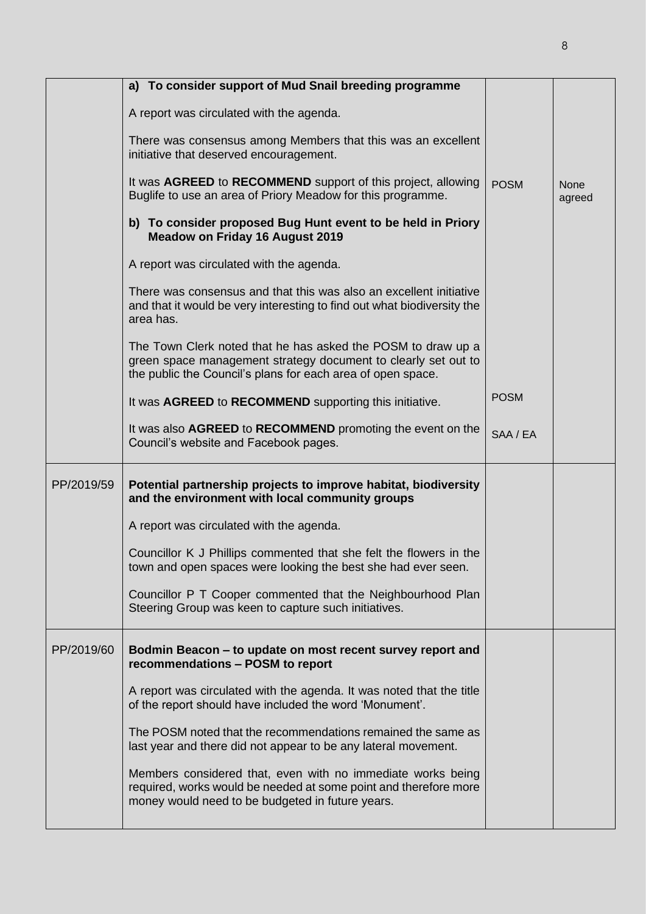| | | | |
|---|---|---|---|
| | **a) To consider support of Mud Snail breeding programme**<br><br>A report was circulated with the agenda.<br><br>There was consensus among Members that this was an excellent initiative that deserved encouragement.<br><br>It was **AGREED** to **RECOMMEND** support of this project, allowing Buglife to use an area of Priory Meadow for this programme.<br><br>**b) To consider proposed Bug Hunt event to be held in Priory Meadow on Friday 16 August 2019**<br><br>A report was circulated with the agenda.<br><br>There was consensus and that this was also an excellent initiative and that it would be very interesting to find out what biodiversity the area has.<br><br>The Town Clerk noted that he has asked the POSM to draw up a green space management strategy document to clearly set out to the public the Council's plans for each area of open space.<br><br>It was **AGREED** to **RECOMMEND** supporting this initiative.<br><br>It was also **AGREED** to **RECOMMEND** promoting the event on the Council's website and Facebook pages. | POSM<br><br><br><br><br><br>POSM<br><br>SAA / EA | None agreed |
| PP/2019/59 | **Potential partnership projects to improve habitat, biodiversity and the environment with local community groups**<br><br>A report was circulated with the agenda.<br><br>Councillor K J Phillips commented that she felt the flowers in the town and open spaces were looking the best she had ever seen.<br><br>Councillor P T Cooper commented that the Neighbourhood Plan Steering Group was keen to capture such initiatives. | | |
| PP/2019/60 | **Bodmin Beacon – to update on most recent survey report and recommendations – POSM to report**<br><br>A report was circulated with the agenda. It was noted that the title of the report should have included the word 'Monument'.<br><br>The POSM noted that the recommendations remained the same as last year and there did not appear to be any lateral movement.<br><br>Members considered that, even with no immediate works being required, works would be needed at some point and therefore more money would need to be budgeted in future years. | | |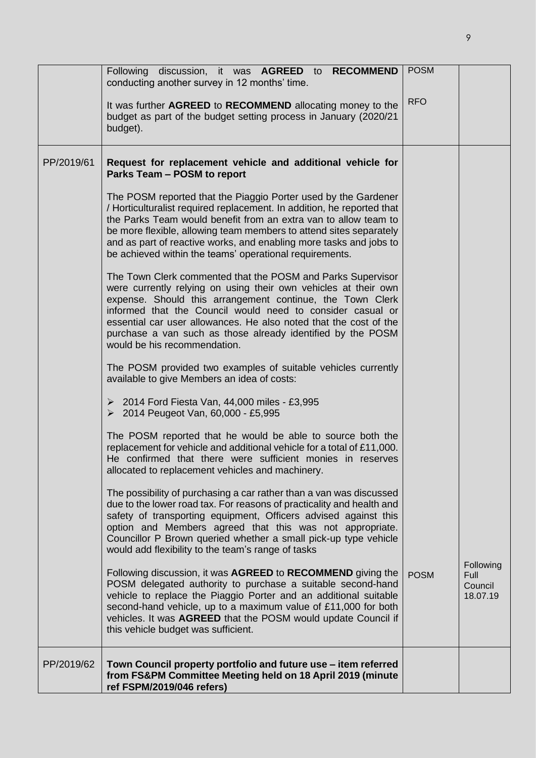| | | | |
|---|---|---|---|
| | Following discussion, it was **AGREED** to **RECOMMEND** conducting another survey in 12 months' time.<br><br>It was further **AGREED** to **RECOMMEND** allocating money to the budget as part of the budget setting process in January (2020/21 budget). | POSM<br><br>RFO | |
| PP/2019/61 | **Request for replacement vehicle and additional vehicle for Parks Team – POSM to report**<br><br>The POSM reported that the Piaggio Porter used by the Gardener / Horticulturalist required replacement. In addition, he reported that the Parks Team would benefit from an extra van to allow team to be more flexible, allowing team members to attend sites separately and as part of reactive works, and enabling more tasks and jobs to be achieved within the teams' operational requirements.<br><br>The Town Clerk commented that the POSM and Parks Supervisor were currently relying on using their own vehicles at their own expense. Should this arrangement continue, the Town Clerk informed that the Council would need to consider casual or essential car user allowances. He also noted that the cost of the purchase a van such as those already identified by the POSM would be his recommendation.<br><br>The POSM provided two examples of suitable vehicles currently available to give Members an idea of costs:<br><br>➢ 2014 Ford Fiesta Van, 44,000 miles - £3,995<br>➢ 2014 Peugeot Van, 60,000 - £5,995<br><br>The POSM reported that he would be able to source both the replacement for vehicle and additional vehicle for a total of £11,000. He confirmed that there were sufficient monies in reserves allocated to replacement vehicles and machinery.<br><br>The possibility of purchasing a car rather than a van was discussed due to the lower road tax. For reasons of practicality and health and safety of transporting equipment, Officers advised against this option and Members agreed that this was not appropriate. Councillor P Brown queried whether a small pick-up type vehicle would add flexibility to the team's range of tasks<br><br>Following discussion, it was **AGREED** to **RECOMMEND** giving the POSM delegated authority to purchase a suitable second-hand vehicle to replace the Piaggio Porter and an additional suitable second-hand vehicle, up to a maximum value of £11,000 for both vehicles. It was **AGREED** that the POSM would update Council if this vehicle budget was sufficient. | POSM | Following Full Council 18.07.19 |
| PP/2019/62 | **Town Council property portfolio and future use – item referred from FS&PM Committee Meeting held on 18 April 2019 (minute ref FSPM/2019/046 refers)** | | |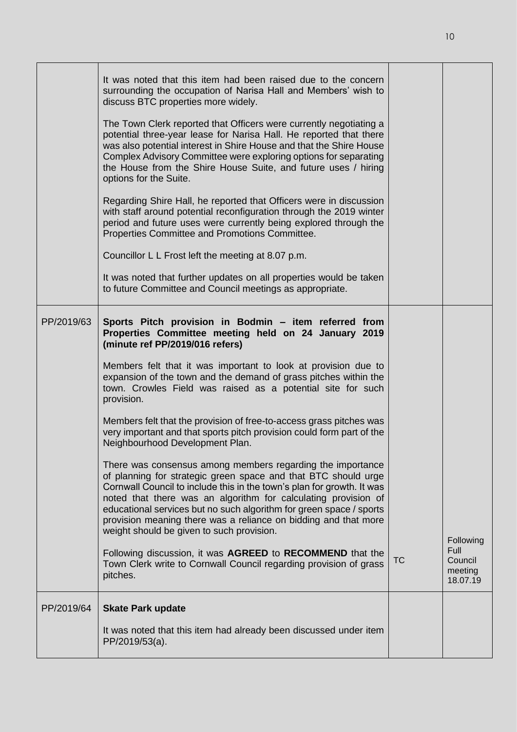| | | | |
|---|---|---|---|
| | It was noted that this item had been raised due to the concern surrounding the occupation of Narisa Hall and Members' wish to discuss BTC properties more widely.<br><br>The Town Clerk reported that Officers were currently negotiating a potential three-year lease for Narisa Hall. He reported that there was also potential interest in Shire House and that the Shire House Complex Advisory Committee were exploring options for separating the House from the Shire House Suite, and future uses / hiring options for the Suite.<br><br>Regarding Shire Hall, he reported that Officers were in discussion with staff around potential reconfiguration through the 2019 winter period and future uses were currently being explored through the Properties Committee and Promotions Committee.<br><br>Councillor L L Frost left the meeting at 8.07 p.m.<br><br>It was noted that further updates on all properties would be taken to future Committee and Council meetings as appropriate. | | |
| PP/2019/63 | **Sports Pitch provision in Bodmin – item referred from Properties Committee meeting held on 24 January 2019 (minute ref PP/2019/016 refers)**<br><br>Members felt that it was important to look at provision due to expansion of the town and the demand of grass pitches within the town. Crowles Field was raised as a potential site for such provision.<br><br>Members felt that the provision of free-to-access grass pitches was very important and that sports pitch provision could form part of the Neighbourhood Development Plan.<br><br>There was consensus among members regarding the importance of planning for strategic green space and that BTC should urge Cornwall Council to include this in the town's plan for growth. It was noted that there was an algorithm for calculating provision of educational services but no such algorithm for green space / sports provision meaning there was a reliance on bidding and that more weight should be given to such provision.<br><br>Following discussion, it was **AGREED** to **RECOMMEND** that the Town Clerk write to Cornwall Council regarding provision of grass pitches. | TC | Following Full Council meeting 18.07.19 |
| PP/2019/64 | **Skate Park update**<br><br>It was noted that this item had already been discussed under item PP/2019/53(a). | | |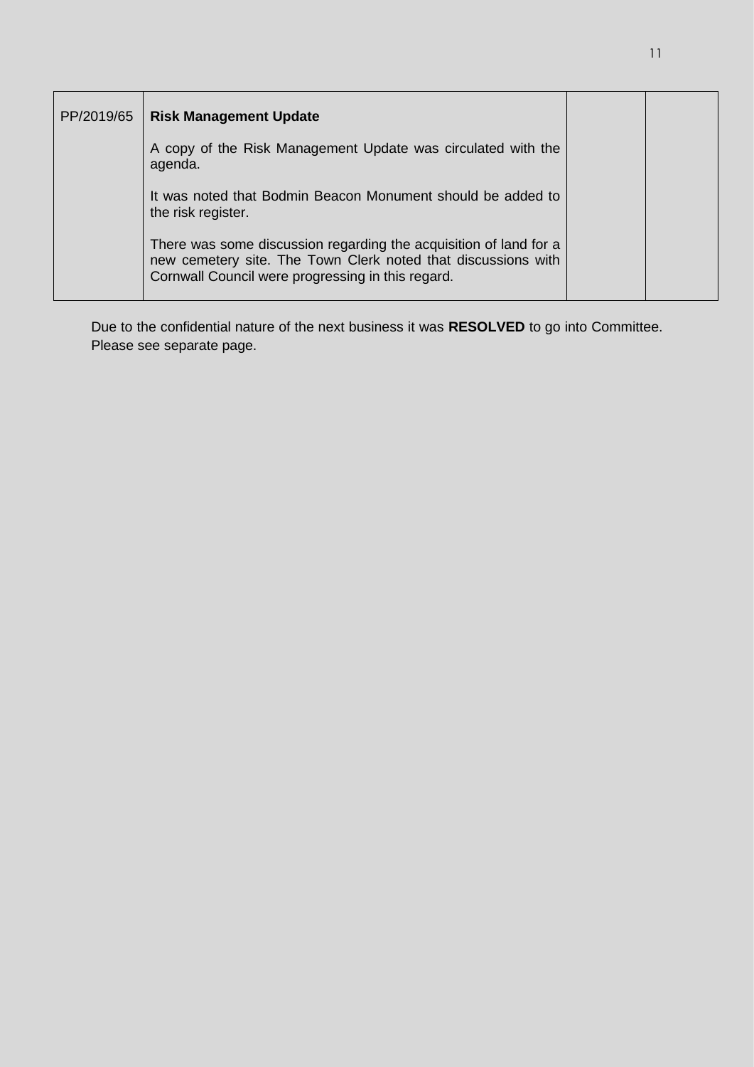| | | | |
|---|---|---|---|
| PP/2019/65 | **Risk Management Update**<br><br>A copy of the Risk Management Update was circulated with the agenda.<br><br>It was noted that Bodmin Beacon Monument should be added to the risk register.<br><br>There was some discussion regarding the acquisition of land for a new cemetery site. The Town Clerk noted that discussions with Cornwall Council were progressing in this regard. | | |

Due to the confidential nature of the next business it was **RESOLVED** to go into Committee. Please see separate page.